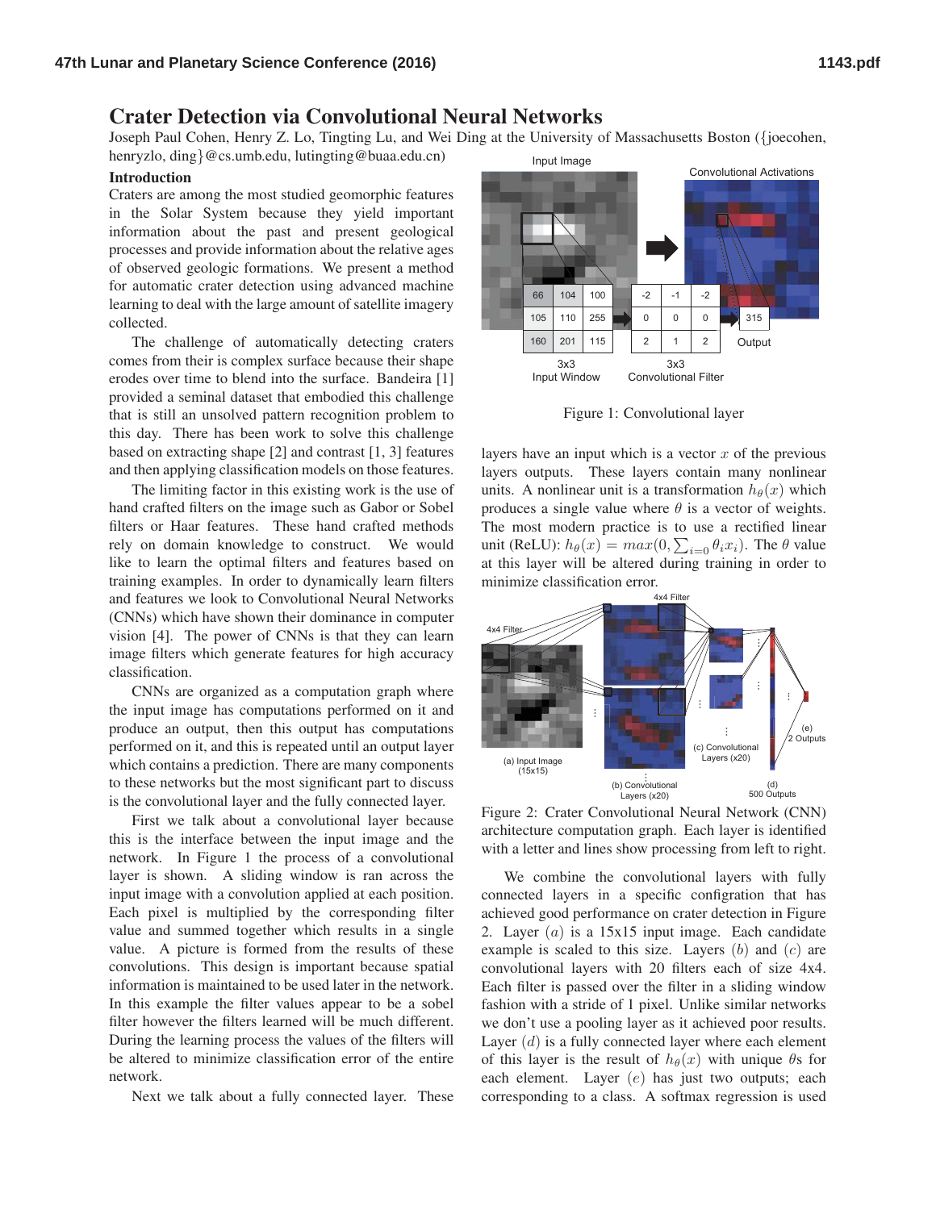# Crater Detection via Convolutional Neural Networks

Joseph Paul Cohen, Henry Z. Lo, Tingting Lu, and Wei Ding at the University of Massachusetts Boston ({joecohen, henryzlo, ding}@cs.umb.edu, lutingting@buaa.edu.cn)

## Introduction

Craters are among the most studied geomorphic features in the Solar System because they yield important information about the past and present geological processes and provide information about the relative ages of observed geologic formations. We present a method for automatic crater detection using advanced machine learning to deal with the large amount of satellite imagery collected.

The challenge of automatically detecting craters comes from their is complex surface because their shape erodes over time to blend into the surface. Bandeira [1] provided a seminal dataset that embodied this challenge that is still an unsolved pattern recognition problem to this day. There has been work to solve this challenge based on extracting shape [2] and contrast [1, 3] features and then applying classification models on those features.

The limiting factor in this existing work is the use of hand crafted filters on the image such as Gabor or Sobel filters or Haar features. These hand crafted methods rely on domain knowledge to construct. We would like to learn the optimal filters and features based on training examples. In order to dynamically learn filters and features we look to Convolutional Neural Networks (CNNs) which have shown their dominance in computer vision [4]. The power of CNNs is that they can learn image filters which generate features for high accuracy classification.

CNNs are organized as a computation graph where the input image has computations performed on it and produce an output, then this output has computations performed on it, and this is repeated until an output layer which contains a prediction. There are many components to these networks but the most significant part to discuss is the convolutional layer and the fully connected layer.

First we talk about a convolutional layer because this is the interface between the input image and the network. In Figure 1 the process of a convolutional layer is shown. A sliding window is ran across the input image with a convolution applied at each position. Each pixel is multiplied by the corresponding filter value and summed together which results in a single value. A picture is formed from the results of these convolutions. This design is important because spatial information is maintained to be used later in the network. In this example the filter values appear to be a sobel filter however the filters learned will be much different. During the learning process the values of the filters will be altered to minimize classification error of the entire network.

Next we talk about a fully connected layer. These layers have an input which is a vector $x$ of the previous layers outputs. These layers contain many nonlinear units. A nonlinear unit is a transformation $h_\theta(x)$ which produces a single value where $\theta$ is a vector of weights. The most modern practice is to use a rectified linear unit (ReLU): $h_\theta(x) = max(0, \sum_{i=0} \theta_i x_i)$. The $\theta$ value at this layer will be altered during training in order to minimize classification error.

Figure 1: Convolutional layer

Figure 2: Crater Convolutional Neural Network (CNN) architecture computation graph. Each layer is identified with a letter and lines show processing from left to right.

We combine the convolutional layers with fully connected layers in a specific configuration that has achieved good performance on crater detection in Figure 2. Layer $(a)$ is a 15x15 input image. Each candidate example is scaled to this size. Layers $(b)$ and $(c)$ are convolutional layers with 20 filters each of size 4x4. Each filter is passed over the filter in a sliding window fashion with a stride of 1 pixel. Unlike similar networks we don't use a pooling layer as it achieved poor results. Layer $(d)$ is a fully connected layer where each element of this layer is the result of $h_\theta(x)$ with unique $\theta$s for each element. Layer $(e)$ has just two outputs; each corresponding to a class. A softmax regression is used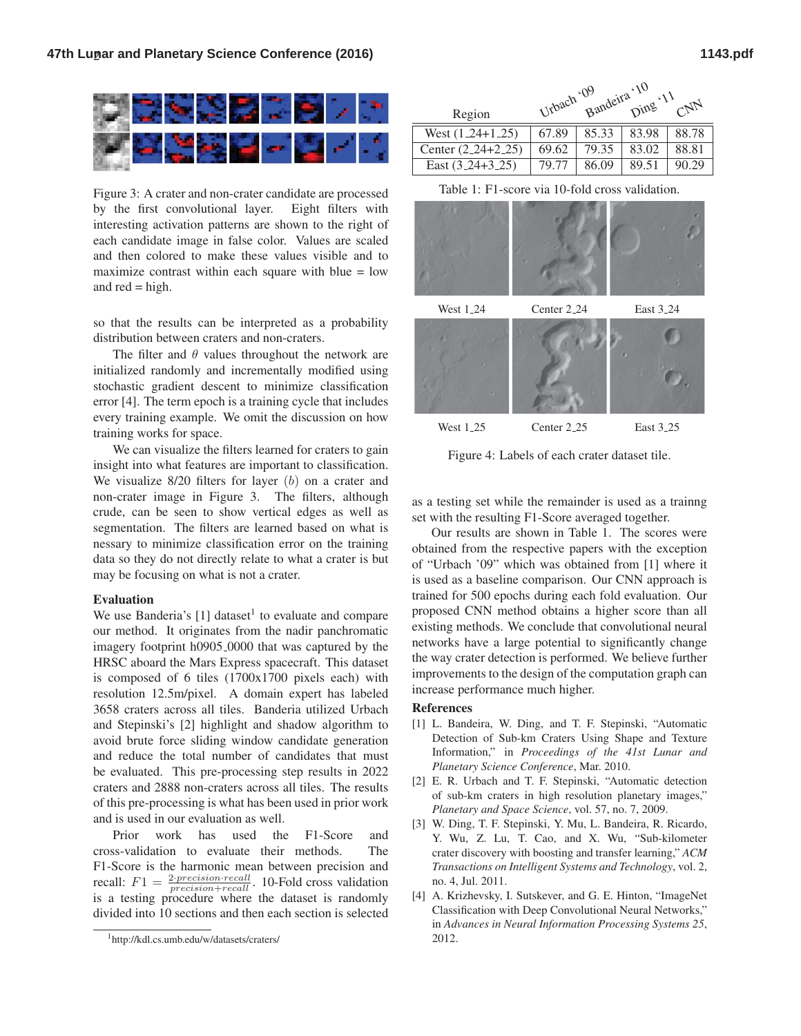Figure 3: A crater and non-crater candidate are processed by the first convolutional layer. Eight filters with interesting activation patterns are shown to the right of each candidate image in false color. Values are scaled and then colored to make these values visible and to maximize contrast within each square with blue = low and red = high.

so that the results can be interpreted as a probability distribution between craters and non-craters.

The filter and $\theta$ values throughout the network are initialized randomly and incrementally modified using stochastic gradient descent to minimize classification error [4]. The term epoch is a training cycle that includes every training example. We omit the discussion on how training works for space.

We can visualize the filters learned for craters to gain insight into what features are important to classification. We visualize 8/20 filters for layer $(b)$ on a crater and non-crater image in Figure 3. The filters, although crude, can be seen to show vertical edges as well as segmentation. The filters are learned based on what is nessary to minimize classification error on the training data so they do not directly relate to what a crater is but may be focusing on what is not a crater.

**Evaluation**

We use Banderia's [1] dataset[1] to evaluate and compare our method. It originates from the nadir panchromatic imagery footprint h0905_0000 that was captured by the HRSC aboard the Mars Express spacecraft. This dataset is composed of 6 tiles (1700x1700 pixels each) with resolution 12.5m/pixel. A domain expert has labeled 3658 craters across all tiles. Banderia utilized Urbach and Stepinski's [2] highlight and shadow algorithm to avoid brute force sliding window candidate generation and reduce the total number of candidates that must be evaluated. This pre-processing step results in 2022 craters and 2888 non-craters across all tiles. The results of this pre-processing is what has been used in prior work and is used in our evaluation as well.

Prior work has used the F1-Score and cross-validation to evaluate their methods. The F1-Score is the harmonic mean between precision and recall: $F1 = \frac{2 \cdot precision \cdot recall}{precision + recall}$. 10-Fold cross validation is a testing procedure where the dataset is randomly divided into 10 sections and then each section is selected as a testing set while the remainder is used as a trainng set with the resulting F1-Score averaged together.

[1] http://kdl.cs.umb.edu/w/datasets/craters/

| Region | Urbach '09 | Bandeira '10 | Ding '11 | CNN |
|---|---|---|---|---|
| West (1_24+1_25) | 67.89 | 85.33 | 83.98 | 88.78 |
| Center (2_24+2_25) | 69.62 | 79.35 | 83.02 | 88.81 |
| East (3_24+3_25) | 79.77 | 86.09 | 89.51 | 90.29 |

Table 1: F1-score via 10-fold cross validation.

West 1_24 Center 2_24 East 3_24

West 1_25 Center 2_25 East 3_25

Figure 4: Labels of each crater dataset tile.

Our results are shown in Table 1. The scores were obtained from the respective papers with the exception of "Urbach '09" which was obtained from [1] where it is used as a baseline comparison. Our CNN approach is trained for 500 epochs during each fold evaluation. Our proposed CNN method obtains a higher score than all existing methods. We conclude that convolutional neural networks have a large potential to significantly change the way crater detection is performed. We believe further improvements to the design of the computation graph can increase performance much higher.

**References**

[1] L. Bandeira, W. Ding, and T. F. Stepinski, "Automatic Detection of Sub-km Craters Using Shape and Texture Information," in *Proceedings of the 41st Lunar and Planetary Science Conference*, Mar. 2010.

[2] E. R. Urbach and T. F. Stepinski, "Automatic detection of sub-km craters in high resolution planetary images," *Planetary and Space Science*, vol. 57, no. 7, 2009.

[3] W. Ding, T. F. Stepinski, Y. Mu, L. Bandeira, R. Ricardo, Y. Wu, Z. Lu, T. Cao, and X. Wu, "Sub-kilometer crater discovery with boosting and transfer learning," *ACM Transactions on Intelligent Systems and Technology*, vol. 2, no. 4, Jul. 2011.

[4] A. Krizhevsky, I. Sutskever, and G. E. Hinton, "ImageNet Classification with Deep Convolutional Neural Networks," in *Advances in Neural Information Processing Systems 25*, 2012.